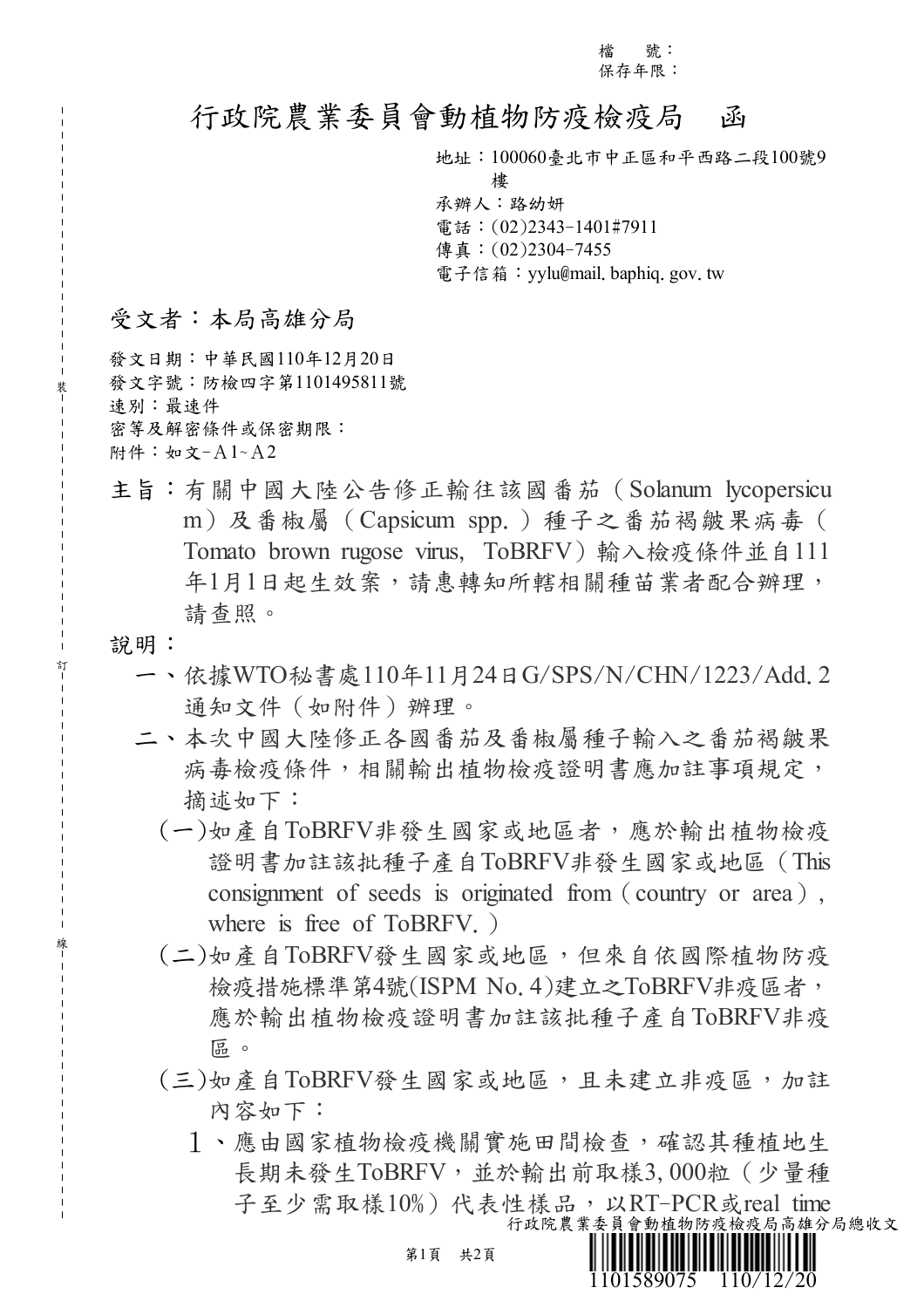檔　　號：
保存年限：

# 行政院農業委員會動植物防疫檢疫局　函

地址：100060臺北市中正區和平西路二段100號9樓
承辦人：路紛妍
電話：(02)2343-1401#7911
傳真：(02)2304-7455
電子信箱：yylu@mail.baphiq.gov.tw

受文者：本局高雄分局

發文日期：中華民國110年12月20日
發文字號：防檢四字第1101495811號
速別：最速件
密等及解密條件或保密期限：
附件：如文-A1~A2

**主旨**：有關中國大陸公告修正輸往該國番茄（Solanum lycopersicum）及番椒屬（Capsicum spp.）種子之番茄褐皺果病毒（Tomato brown rugose virus, ToBRFV）輸入檢疫條件並自111年1月1日起生效案，請惠轉知所轄相關種苗業者配合辦理，請查照。

**說明**：

一、依據WTO秘書處110年11月24日G/SPS/N/CHN/1223/Add.2通知文件（如附件）辦理。

二、本次中國大陸修正各國番茄及番椒屬種子輸入之番茄褐皺果病毒檢疫條件，相關輸出植物檢疫證明書應加註事項規定，摘述如下：

(一)如產自ToBRFV非發生國家或地區者，應於輸出植物檢疫證明書加註該批種子產自ToBRFV非發生國家或地區（This consignment of seeds is originated from（country or area）, where is free of ToBRFV.）

(二)如產自ToBRFV發生國家或地區，但來自依國際植物防疫檢疫措施標準第4號(ISPM No.4)建立之ToBRFV非疫區者，應於輸出植物檢疫證明書加註該批種子產自ToBRFV非疫區。

(三)如產自ToBRFV發生國家或地區，且未建立非疫區，加註內容如下：

1、應由國家植物檢疫機關實施田間檢查，確認其種植地生長期未發生ToBRFV，並於輸出前取樣3,000粒（少量種子至少需取樣10%）代表性樣品，以RT-PCR或real time

行政院農業委員會動植物防疫檢疫局高雄分局總收文
1101589075　110/12/20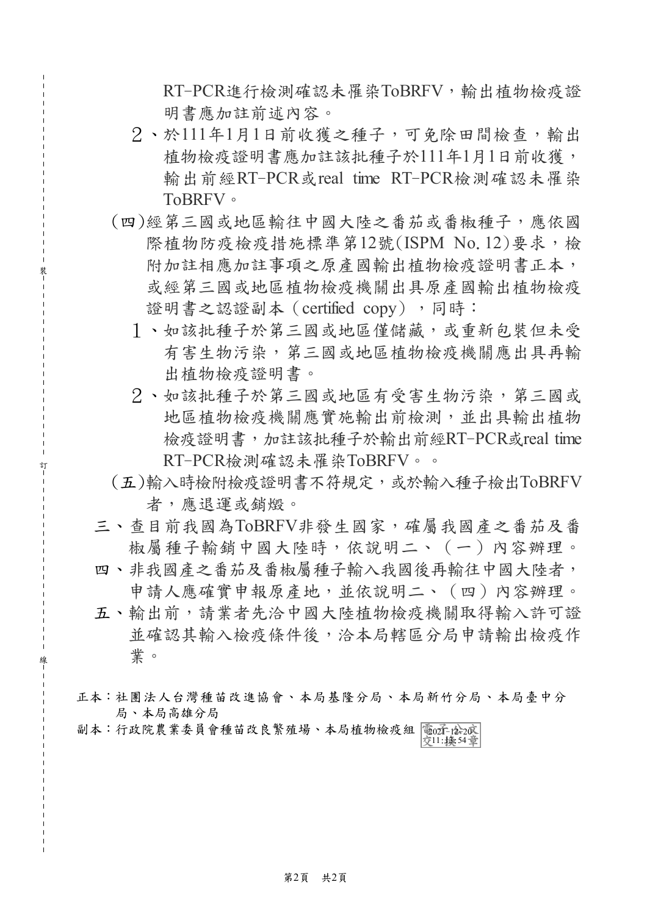RT-PCR進行檢測確認未罹染ToBRFV，輸出植物檢疫證明書應加註前述內容。

2、於111年1月1日前收獲之種子，可免除田間檢查，輸出植物檢疫證明書應加註該批種子於111年1月1日前收獲，輸出前經RT-PCR或real time RT-PCR檢測確認未罹染ToBRFV。

(四)經第三國或地區輸往中國大陸之番茄或番椒種子，應依國際植物防疫檢疫措施標準第12號(ISPM No. 12)要求，檢附加註相應加註事項之原產國輸出植物檢疫證明書正本，或經第三國或地區植物檢疫機關出具原產國輸出植物檢疫證明書之認證副本（certified copy），同時：

1、如該批種子於第三國或地區僅儲藏，或重新包裝但未受有害生物污染，第三國或地區植物檢疫機關應出具再輸出植物檢疫證明書。

2、如該批種子於第三國或地區有受害生物污染，第三國或地區植物檢疫機關應實施輸出前檢測，並出具輸出植物檢疫證明書，加註該批種子於輸出前經RT-PCR或real time RT-PCR檢測確認未罹染ToBRFV。。

(五)輸入時檢附檢疫證明書不符規定，或於輸入種子檢出ToBRFV者，應退運或銷燬。

三、查目前我國為ToBRFV非發生國家，確屬我國產之番茄及番椒屬種子輸銷中國大陸時，依說明二、（一）內容辦理。

四、非我國產之番茄及番椒屬種子輸入我國後再輸往中國大陸者，申請人應確實申報原產地，並依說明二、（四）內容辦理。

五、輸出前，請業者先洽中國大陸植物檢疫機關取得輸入許可證並確認其輸入檢疫條件後，洽本局轄區分局申請輸出檢疫作業。

正本：社團法人台灣種苗改進協會、本局基隆分局、本局新竹分局、本局臺中分局、本局高雄分局

副本：行政院農業委員會種苗改良繁殖場、本局植物檢疫組 電子公文交換章 2021-12-20 11:13:54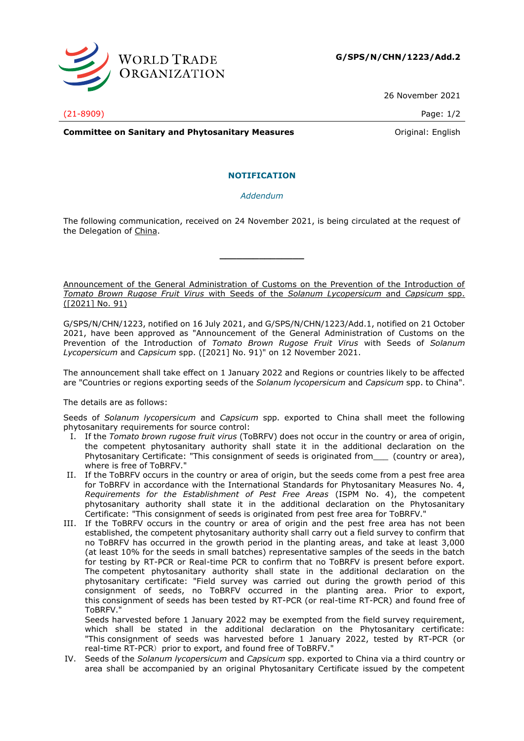**G/SPS/N/CHN/1223/Add.2**

26 November 2021

(21-8909)

**Committee on Sanitary and Phytosanitary Measures**

Original: English

**NOTIFICATION**

*Addendum*

The following communication, received on 24 November 2021, is being circulated at the request of the Delegation of China.

---

Announcement of the General Administration of Customs on the Prevention of the Introduction of *Tomato Brown Rugose Fruit Virus* with Seeds of the *Solanum Lycopersicum* and *Capsicum* spp. ([2021] No. 91)

G/SPS/N/CHN/1223, notified on 16 July 2021, and G/SPS/N/CHN/1223/Add.1, notified on 21 October 2021, have been approved as "Announcement of the General Administration of Customs on the Prevention of the Introduction of *Tomato Brown Rugose Fruit Virus* with Seeds of *Solanum Lycopersicum* and *Capsicum* spp. ([2021] No. 91)" on 12 November 2021.

The announcement shall take effect on 1 January 2022 and Regions or countries likely to be affected are "Countries or regions exporting seeds of the *Solanum lycopersicum* and *Capsicum* spp. to China".

The details are as follows:

Seeds of *Solanum lycopersicum* and *Capsicum* spp. exported to China shall meet the following phytosanitary requirements for source control:

I. If the *Tomato brown rugose fruit virus* (ToBRFV) does not occur in the country or area of origin, the competent phytosanitary authority shall state it in the additional declaration on the Phytosanitary Certificate: "This consignment of seeds is originated from___ (country or area), where is free of ToBRFV."

II. If the ToBRFV occurs in the country or area of origin, but the seeds come from a pest free area for ToBRFV in accordance with the International Standards for Phytosanitary Measures No. 4, *Requirements for the Establishment of Pest Free Areas* (ISPM No. 4), the competent phytosanitary authority shall state it in the additional declaration on the Phytosanitary Certificate: "This consignment of seeds is originated from pest free area for ToBRFV."

III. If the ToBRFV occurs in the country or area of origin and the pest free area has not been established, the competent phytosanitary authority shall carry out a field survey to confirm that no ToBRFV has occurred in the growth period in the planting areas, and take at least 3,000 (at least 10% for the seeds in small batches) representative samples of the seeds in the batch for testing by RT-PCR or Real-time PCR to confirm that no ToBRFV is present before export. The competent phytosanitary shall state it in the additional declaration on the phytosanitary certificate: "Field survey was carried out during the growth period of this consignment of seeds, no ToBRFV occurred in the planting area. Prior to export, this consignment of seeds has been tested by RT-PCR (or real-time RT-PCR) and found free of ToBRFV."

   Seeds harvested before 1 January 2022 may be exempted from the field survey requirement, which shall be stated in the additional declaration on the Phytosanitary certificate: "This consignment of seeds was harvested before 1 January 2022, tested by RT-PCR (or real-time RT-PCR）prior to export, and found free of ToBRFV."

IV. Seeds of the *Solanum lycopersicum* and *Capsicum* spp. exported to China via a third country or area shall be accompanied by an original Phytosanitary Certificate issued by the competent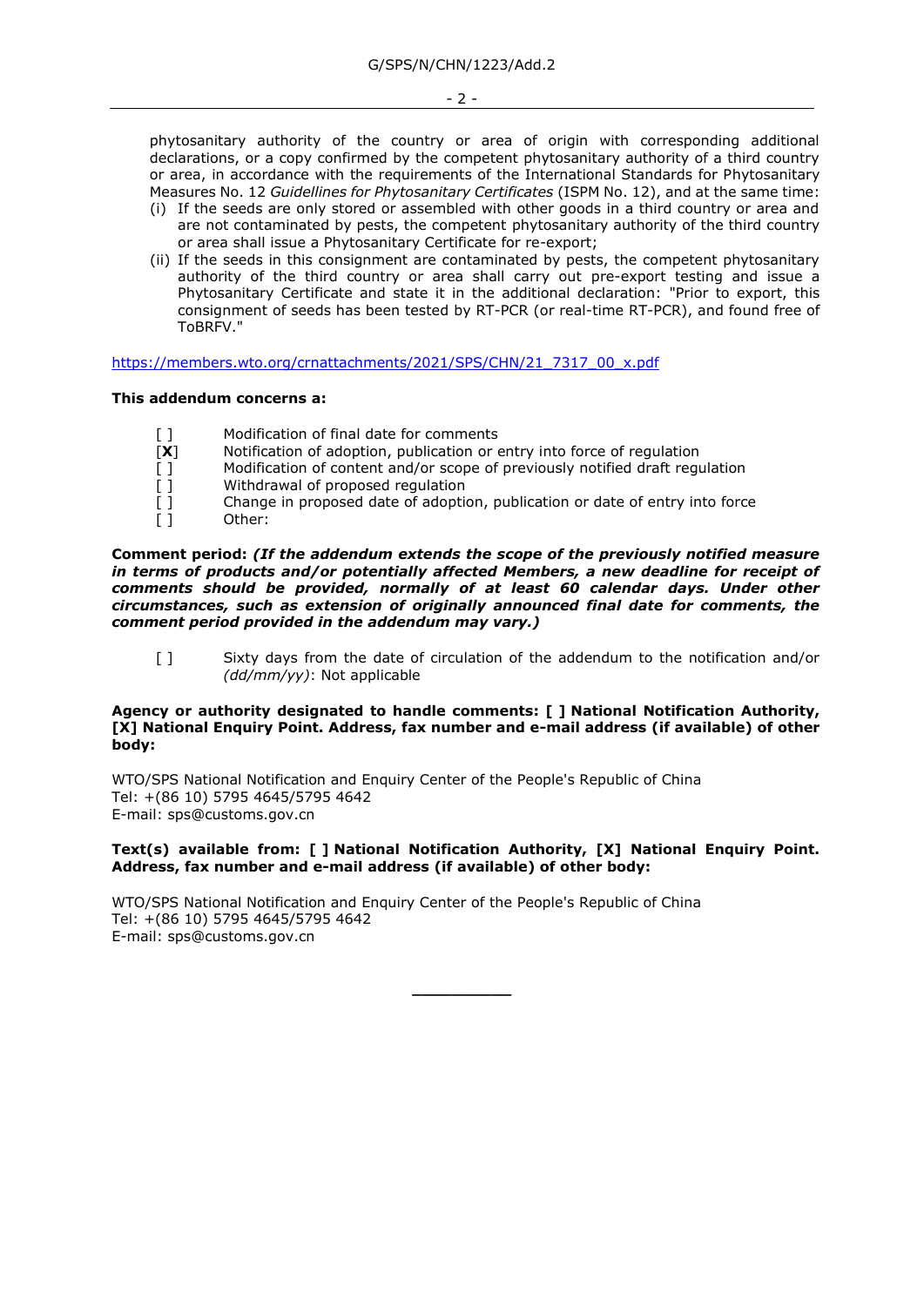phytosanitary authority of the country or area of origin with corresponding additional declarations, or a copy confirmed by the competent phytosanitary authority of a third country or area, in accordance with the requirements of the International Standards for Phytosanitary Measures No. 12 *Guidellines for Phytosanitary Certificates* (ISPM No. 12), and at the same time:

(i) If the seeds are only stored or assembled with other goods in a third country or area and are not contaminated by pests, the competent phytosanitary authority of the third country or area shall issue a Phytosanitary Certificate for re-export;

(ii) If the seeds in this consignment are contaminated by pests, the competent phytosanitary authority of the third country or area shall carry out pre-export testing and issue a Phytosanitary Certificate and state it in the additional declaration: "Prior to export, this consignment of seeds has been tested by RT-PCR (or real-time RT-PCR), and found free of ToBRFV."

https://members.wto.org/crnattachments/2021/SPS/CHN/21_7317_00_x.pdf

**This addendum concerns a:**

- [ ] Modification of final date for comments
- [**X**] Notification of adoption, publication or entry into force of regulation
- [ ] Modification of content and/or scope of previously notified draft regulation
- [ ] Withdrawal of proposed regulation
- [ ] Change in proposed date of adoption, publication or date of entry into force
- [ ] Other:

**Comment period:** ***(If the addendum extends the scope of the previously notified measure in terms of products and/or potentially affected Members, a new deadline for receipt of comments should be provided, normally of at least 60 calendar days. Under other circumstances, such as extension of originally announced final date for comments, the comment period provided in the addendum may vary.)***

[ ] Sixty days from the date of circulation of the addendum to the notification and/or *(dd/mm/yy)*: Not applicable

**Agency or authority designated to handle comments: [ ] National Notification Authority, [X] National Enquiry Point. Address, fax number and e-mail address (if available) of other body:**

WTO/SPS National Notification and Enquiry Center of the People's Republic of China
Tel: +(86 10) 5795 4645/5795 4642
E-mail: sps@customs.gov.cn

**Text(s) available from: [ ] National Notification Authority, [X] National Enquiry Point. Address, fax number and e-mail address (if available) of other body:**

WTO/SPS National Notification and Enquiry Center of the People's Republic of China
Tel: +(86 10) 5795 4645/5795 4642
E-mail: sps@customs.gov.cn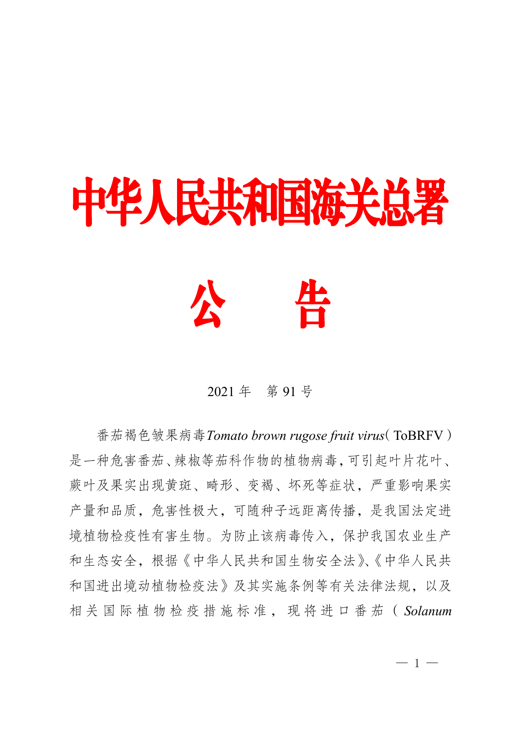# 中华人民共和国海关总署

# 公　　告

2021 年　第 91 号

番茄褐色皱果病毒*Tomato brown rugose fruit virus*（ToBRFV）是一种危害番茄、辣椒等茄科作物的植物病毒，可引起叶片花叶、蕨叶及果实出现黄斑、畸形、变褐、坏死等症状，严重影响果实产量和品质，危害性极大，可随种子远距离传播，是我国法定进境植物检疫性有害生物。为防止该病毒传入，保护我国农业生产和生态安全，根据《中华人民共和国生物安全法》、《中华人民共和国进出境动植物检疫法》及其实施条例等有关法律法规，以及相关国际植物检疫措施标准，现将进口番茄（*Solanum*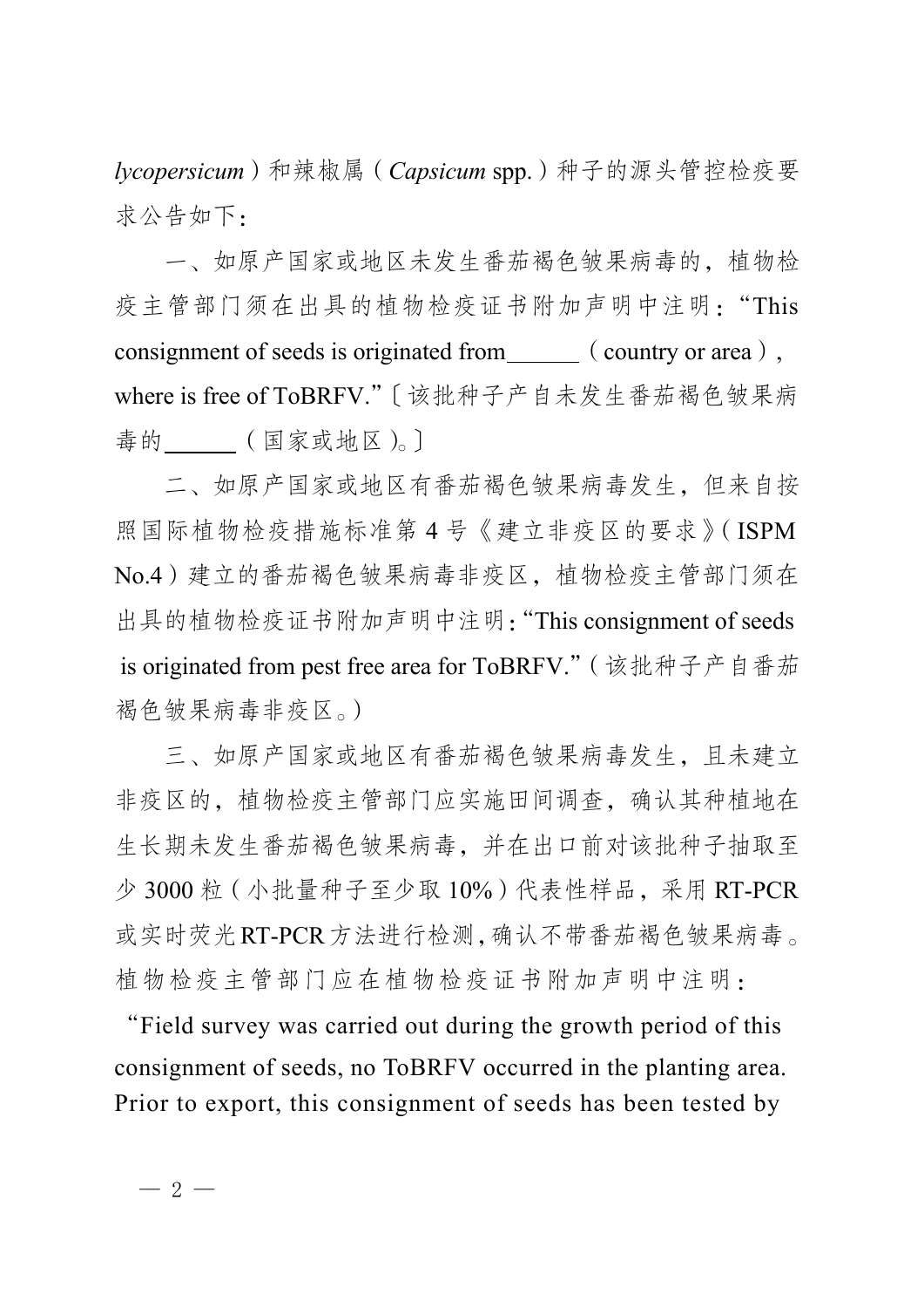*lycopersicum*）和辣椒属（*Capsicum* spp.）种子的源头管控检疫要求公告如下：

一、如原产国家或地区未发生番茄褐色皱果病毒的，植物检疫主管部门须在出具的植物检疫证书附加声明中注明："This consignment of seeds is originated from______（country or area）, where is free of ToBRFV."〔该批种子产自未发生番茄褐色皱果病毒的______（国家或地区）。〕

二、如原产国家或地区有番茄褐色皱果病毒发生，但来自按照国际植物检疫措施标准第 4 号《建立非疫区的要求》（ISPM No.4）建立的番茄褐色皱果病毒非疫区，植物检疫主管部门须在出具的植物检疫证书附加声明中注明："This consignment of seeds is originated from pest free area for ToBRFV."（该批种子产自番茄褐色皱果病毒非疫区。）

三、如原产国家或地区有番茄褐色皱果病毒发生，且未建立非疫区的，植物检疫主管部门应实施田间调查，确认其种植地在生长期未发生番茄褐色皱果病毒，并在出口前对该批种子抽取至少 3000 粒（小批量种子至少取 10%）代表性样品，采用 RT-PCR 或实时荧光 RT-PCR 方法进行检测，确认不带番茄褐色皱果病毒。植物检疫主管部门应在植物检疫证书附加声明中注明："Field survey was carried out during the growth period of this consignment of seeds, no ToBRFV occurred in the planting area. Prior to export, this consignment of seeds has been tested by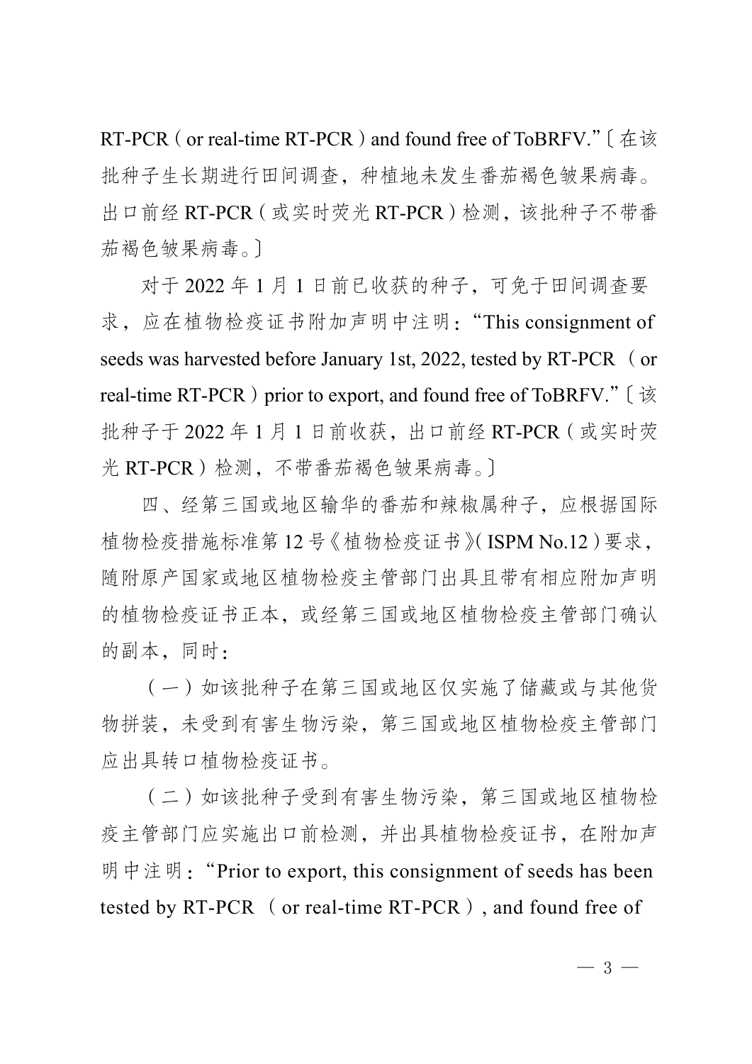RT-PCR（or real-time RT-PCR）and found free of ToBRFV."〔在该批种子生长期进行田间调查，种植地未发生番茄褐色皱果病毒。出口前经 RT-PCR（或实时荧光 RT-PCR）检测，该批种子不带番茄褐色皱果病毒。〕

对于 2022 年 1 月 1 日前已收获的种子，可免于田间调查要求，应在植物检疫证书附加声明中注明："This consignment of seeds was harvested before January 1st, 2022, tested by RT-PCR （or real-time RT-PCR）prior to export, and found free of ToBRFV."〔该批种子于 2022 年 1 月 1 日前收获，出口前经 RT-PCR（或实时荧光 RT-PCR）检测，不带番茄褐色皱果病毒。〕

四、经第三国或地区输华的番茄和辣椒属种子，应根据国际植物检疫措施标准第 12 号《植物检疫证书》(ISPM No.12）要求，随附原产国家或地区植物检疫主管部门出具且带有相应附加声明的植物检疫证书正本，或经第三国或地区植物检疫主管部门确认的副本，同时：

（一）如该批种子在第三国或地区仅实施了储藏或与其他货物拼装，未受到有害生物污染，第三国或地区植物检疫主管部门应出具转口植物检疫证书。

（二）如该批种子受到有害生物污染，第三国或地区植物检疫主管部门应实施出口前检测，并出具植物检疫证书，在附加声明中注明："Prior to export, this consignment of seeds has been tested by RT-PCR （or real-time RT-PCR）, and found free of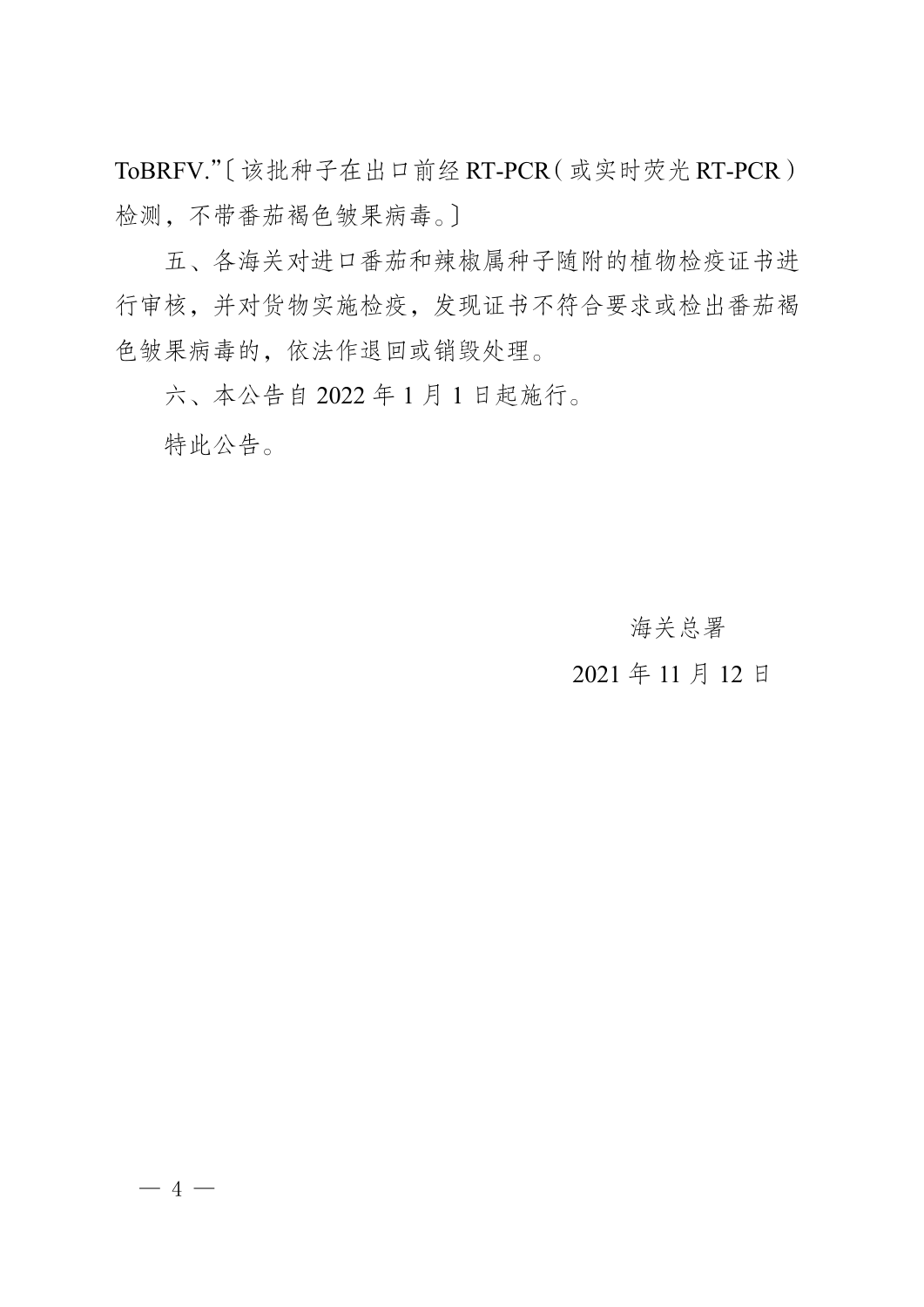ToBRFV."〔该批种子在出口前经RT-PCR（或实时荧光RT-PCR）检测，不带番茄褐色皱果病毒。〕

五、各海关对进口番茄和辣椒属种子随附的植物检疫证书进行审核，并对货物实施检疫，发现证书不符合要求或检出番茄褐色皱果病毒的，依法作退回或销毁处理。

六、本公告自2022年1月1日起施行。

特此公告。

海关总署

2021年11月12日